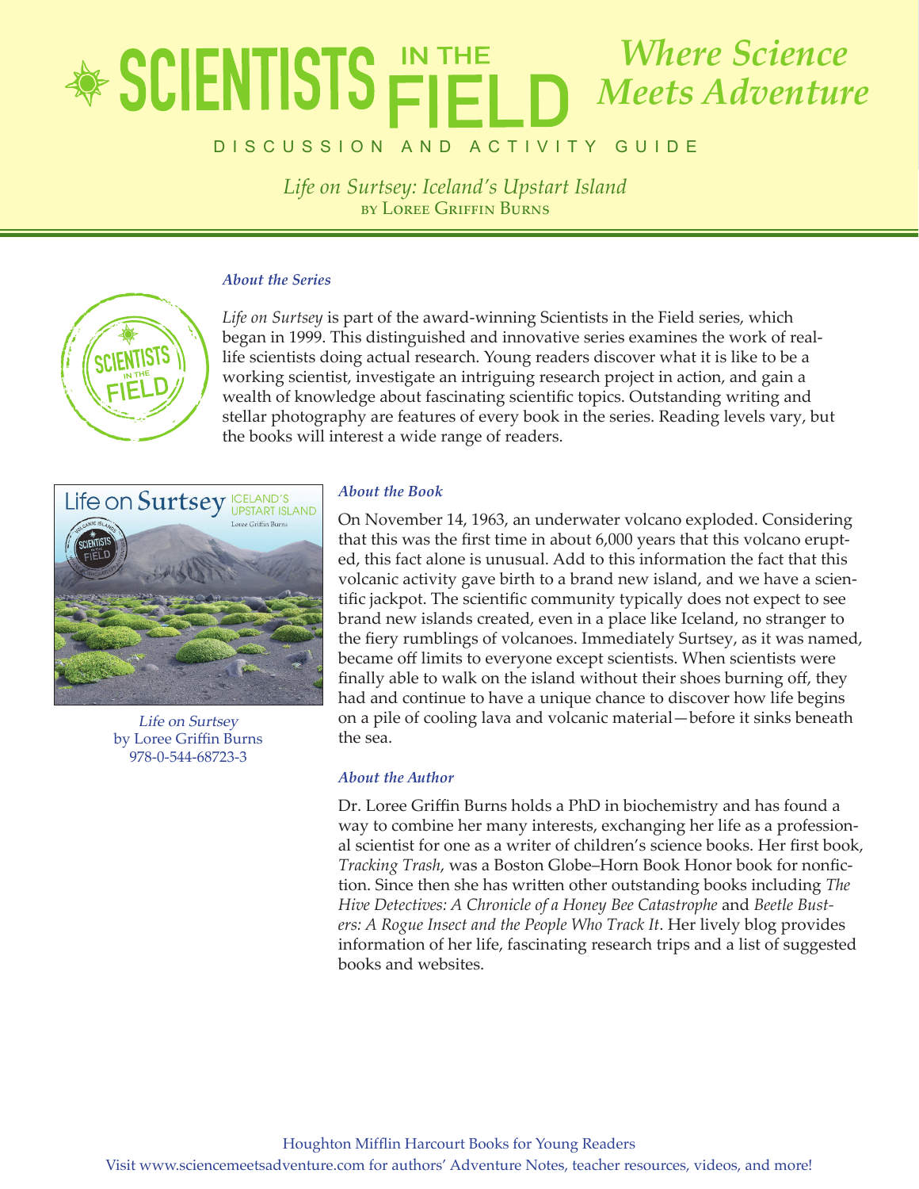# SCIENTISTS IN THE FIELD

*Where Science Meets Adventure*

DISCUSSION AND ACTIVITY GUIDE

*Life on Surtsey: Iceland's Upstart Island*
by Loree Griffin Burns

### *About the Series*

*Life on Surtsey* is part of the award-winning Scientists in the Field series, which began in 1999. This distinguished and innovative series examines the work of real-life scientists doing actual research. Young readers discover what it is like to be a working scientist, investigate an intriguing research project in action, and gain a wealth of knowledge about fascinating scientific topics. Outstanding writing and stellar photography are features of every book in the series. Reading levels vary, but the books will interest a wide range of readers.

*Life on Surtsey*
by Loree Griffin Burns
978-0-544-68723-3

### *About the Book*

On November 14, 1963, an underwater volcano exploded. Considering that this was the first time in about 6,000 years that this volcano erupted, this fact alone is unusual. Add to this information the fact that this volcanic activity gave birth to a brand new island, and we have a scientific jackpot. The scientific community typically does not expect to see brand new islands created, even in a place like Iceland, no stranger to the fiery rumblings of volcanoes. Immediately Surtsey, as it was named, became off limits to everyone except scientists. When scientists were finally able to walk on the island without their shoes burning off, they had and continue to have a unique chance to discover how life begins on a pile of cooling lava and volcanic material—before it sinks beneath the sea.

### *About the Author*

Dr. Loree Griffin Burns holds a PhD in biochemistry and has found a way to combine her many interests, exchanging her life as a professional scientist for one as a writer of children's science books. Her first book, *Tracking Trash*, was a Boston Globe–Horn Book Honor book for nonfiction. Since then she has written other outstanding books including *The Hive Detectives: A Chronicle of a Honey Bee Catastrophe* and *Beetle Busters: A Rogue Insect and the People Who Track It*. Her lively blog provides information of her life, fascinating research trips and a list of suggested books and websites.

Houghton Mifflin Harcourt Books for Young Readers
Visit www.sciencemeetsadventure.com for authors' Adventure Notes, teacher resources, videos, and more!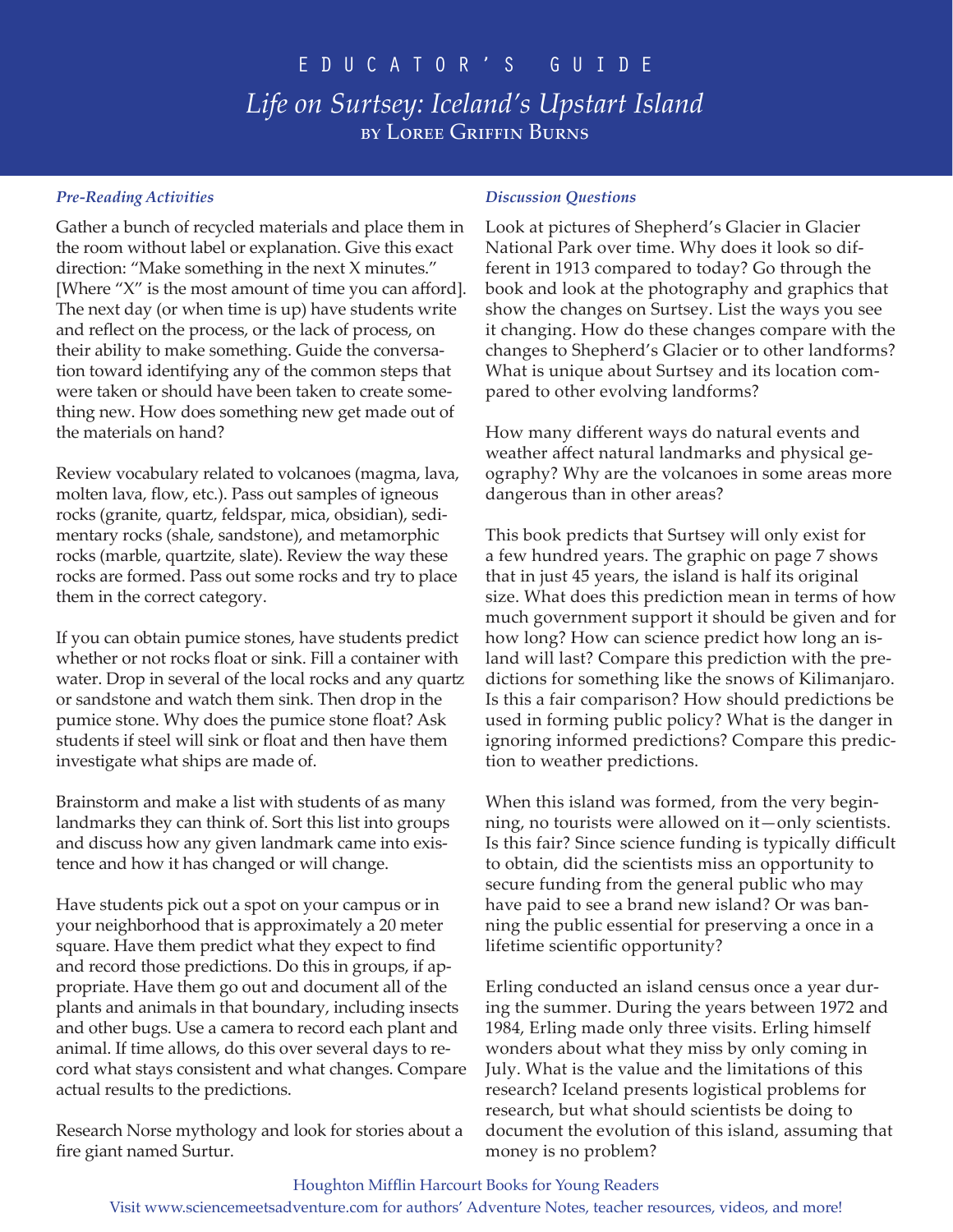# EDUCATOR'S GUIDE

## *Life on Surtsey: Iceland's Upstart Island*

### by Loree Griffin Burns

*Pre-Reading Activities*

Gather a bunch of recycled materials and place them in the room without label or explanation. Give this exact direction: "Make something in the next X minutes." [Where "X" is the most amount of time you can afford]. The next day (or when time is up) have students write and reflect on the process, or the lack of process, on their ability to make something. Guide the conversation toward identifying any of the common steps that were taken or should have been taken to create something new. How does something new get made out of the materials on hand?

Review vocabulary related to volcanoes (magma, lava, molten lava, flow, etc.). Pass out samples of igneous rocks (granite, quartz, feldspar, mica, obsidian), sedimentary rocks (shale, sandstone), and metamorphic rocks (marble, quartzite, slate). Review the way these rocks are formed. Pass out some rocks and try to place them in the correct category.

If you can obtain pumice stones, have students predict whether or not rocks float or sink. Fill a container with water. Drop in several of the local rocks and any quartz or sandstone and watch them sink. Then drop in the pumice stone. Why does the pumice stone float? Ask students if steel will sink or float and then have them investigate what ships are made of.

Brainstorm and make a list with students of as many landmarks they can think of. Sort this list into groups and discuss how any given landmark came into existence and how it has changed or will change.

Have students pick out a spot on your campus or in your neighborhood that is approximately a 20 meter square. Have them predict what they expect to find and record those predictions. Do this in groups, if appropriate. Have them go out and document all of the plants and animals in that boundary, including insects and other bugs. Use a camera to record each plant and animal. If time allows, do this over several days to record what stays consistent and what changes. Compare actual results to the predictions.

Research Norse mythology and look for stories about a fire giant named Surtur.

*Discussion Questions*

Look at pictures of Shepherd's Glacier in Glacier National Park over time. Why does it look so different in 1913 compared to today? Go through the book and look at the photography and graphics that show the changes on Surtsey. List the ways you see it changing. How do these changes compare with the changes to Shepherd's Glacier or to other landforms? What is unique about Surtsey and its location compared to other evolving landforms?

How many different ways do natural events and weather affect natural landmarks and physical geography? Why are the volcanoes in some areas more dangerous than in other areas?

This book predicts that Surtsey will only exist for a few hundred years. The graphic on page 7 shows that in just 45 years, the island is half its original size. What does this prediction mean in terms of how much government support it should be given and for how long? How can science predict how long an island will last? Compare this prediction with the predictions for something like the snows of Kilimanjaro. Is this a fair comparison? How should predictions be used in forming public policy? What is the danger in ignoring informed predictions? Compare this prediction to weather predictions.

When this island was formed, from the very beginning, no tourists were allowed on it—only scientists. Is this fair? Since science funding is typically difficult to obtain, did the scientists miss an opportunity to secure funding from the general public who may have paid to see a brand new island? Or was banning the public essential for preserving a once in a lifetime scientific opportunity?

Erling conducted an island census once a year during the summer. During the years between 1972 and 1984, Erling made only three visits. Erling himself wonders about what they miss by only coming in July. What is the value and the limitations of this research? Iceland presents logistical problems for research, but what should scientists be doing to document the evolution of this island, assuming that money is no problem?

Houghton Mifflin Harcourt Books for Young Readers
Visit www.sciencemeetsadventure.com for authors' Adventure Notes, teacher resources, videos, and more!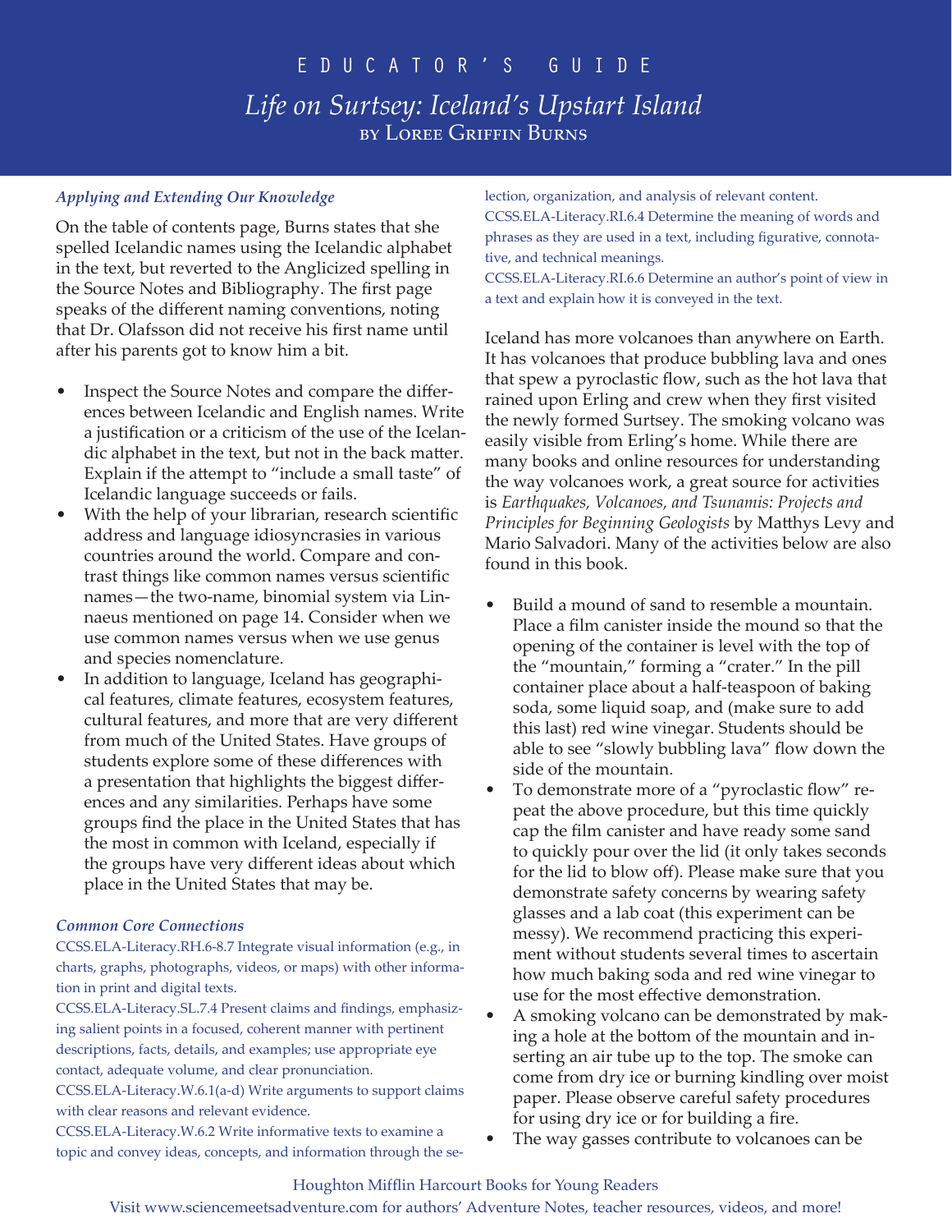# EDUCATOR'S GUIDE

## *Life on Surtsey: Iceland's Upstart Island*

by Loree Griffin Burns

### *Applying and Extending Our Knowledge*

On the table of contents page, Burns states that she spelled Icelandic names using the Icelandic alphabet in the text, but reverted to the Anglicized spelling in the Source Notes and Bibliography. The first page speaks of the different naming conventions, noting that Dr. Olafsson did not receive his first name until after his parents got to know him a bit.

- Inspect the Source Notes and compare the differences between Icelandic and English names. Write a justification or a criticism of the use of the Icelandic alphabet in the text, but not in the back matter. Explain if the attempt to "include a small taste" of Icelandic language succeeds or fails.
- With the help of your librarian, research scientific address and language idiosyncrasies in various countries around the world. Compare and contrast things like common names versus scientific names—the two-name, binomial system via Linnaeus mentioned on page 14. Consider when we use common names versus when we use genus and species nomenclature.
- In addition to language, Iceland has geographical features, climate features, ecosystem features, cultural features, and more that are very different from much of the United States. Have groups of students explore some of these differences with a presentation that highlights the biggest differences and any similarities. Perhaps have some groups find the place in the United States that has the most in common with Iceland, especially if the groups have very different ideas about which place in the United States that may be.

### *Common Core Connections*

CCSS.ELA-Literacy.RH.6-8.7 Integrate visual information (e.g., in charts, graphs, photographs, videos, or maps) with other information in print and digital texts.
CCSS.ELA-Literacy.SL.7.4 Present claims and findings, emphasizing salient points in a focused, coherent manner with pertinent descriptions, facts, details, and examples; use appropriate eye contact, adequate volume, and clear pronunciation.
CCSS.ELA-Literacy.W.6.1(a-d) Write arguments to support claims with clear reasons and relevant evidence.
CCSS.ELA-Literacy.W.6.2 Write informative texts to examine a topic and convey ideas, concepts, and information through the selection, organization, and analysis of relevant content.
CCSS.ELA-Literacy.RI.6.4 Determine the meaning of words and phrases as they are used in a text, including figurative, connotative, and technical meanings.
CCSS.ELA-Literacy.RI.6.6 Determine an author's point of view in a text and explain how it is conveyed in the text.

Iceland has more volcanoes than anywhere on Earth. It has volcanoes that produce bubbling lava and ones that spew a pyroclastic flow, such as the hot lava that rained upon Erling and crew when they first visited the newly formed Surtsey. The smoking volcano was easily visible from Erling's home. While there are many books and online resources for understanding the way volcanoes work, a great source for activities is *Earthquakes, Volcanoes, and Tsunamis: Projects and Principles for Beginning Geologists* by Matthys Levy and Mario Salvadori. Many of the activities below are also found in this book.

- Build a mound of sand to resemble a mountain. Place a film canister inside the mound so that the opening of the container is level with the top of the "mountain," forming a "crater." In the pill container place about a half-teaspoon of baking soda, some liquid soap, and (make sure to add this last) red wine vinegar. Students should be able to see "slowly bubbling lava" flow down the side of the mountain.
- To demonstrate more of a "pyroclastic flow" repeat the above procedure, but this time quickly cap the film canister and have ready some sand to quickly pour over the lid (it only takes seconds for the lid to blow off). Please make sure that you demonstrate safety concerns by wearing safety glasses and a lab coat (this experiment can be messy). We recommend practicing this experiment without students several times to ascertain how much baking soda and red wine vinegar to use for the most effective demonstration.
- A smoking volcano can be demonstrated by making a hole at the bottom of the mountain and inserting an air tube up to the top. The smoke can come from dry ice or burning kindling over moist paper. Please observe careful safety procedures for using dry ice or for building a fire.
- The way gasses contribute to volcanoes can be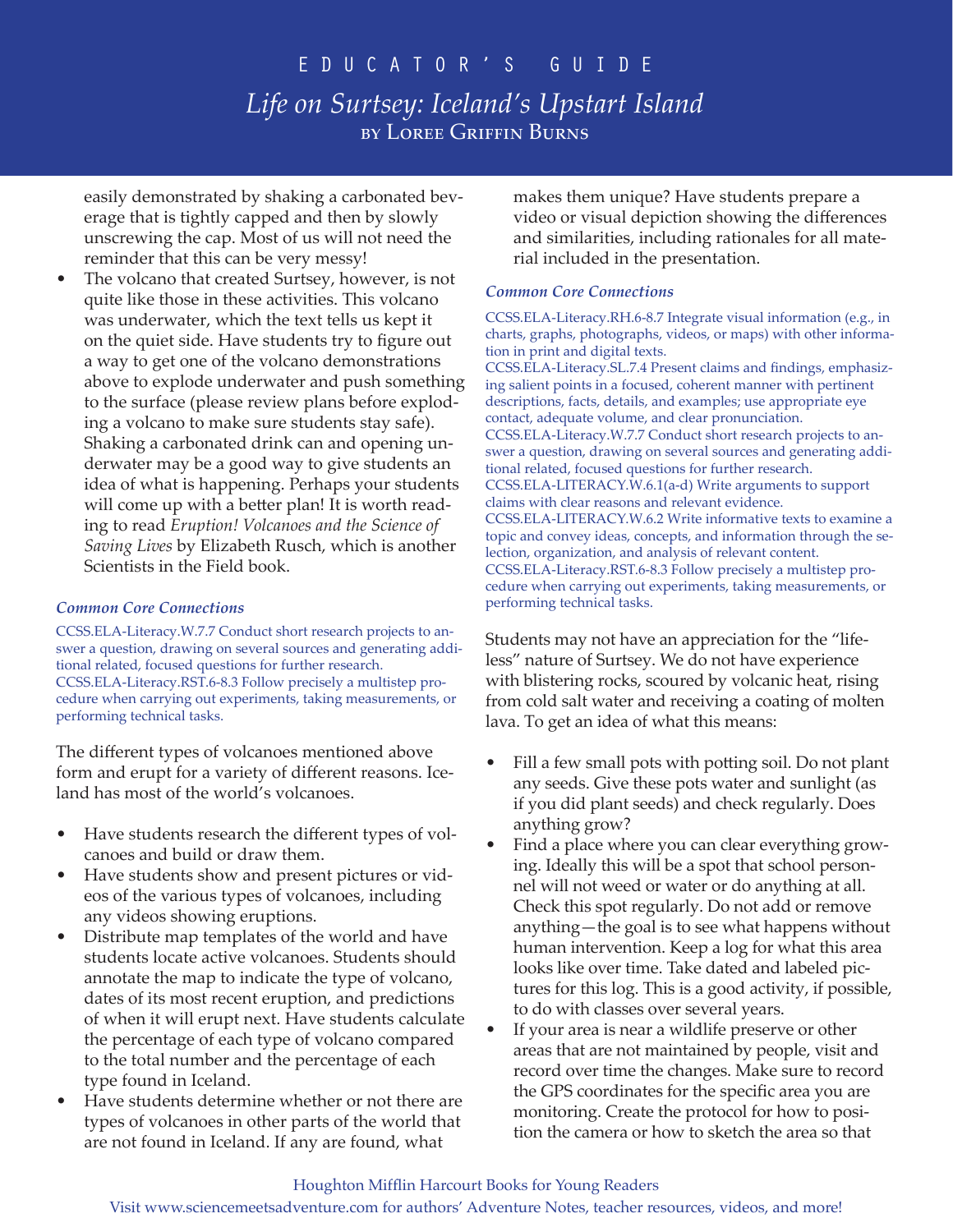easily demonstrated by shaking a carbonated beverage that is tightly capped and then by slowly unscrewing the cap. Most of us will not need the reminder that this can be very messy!

- The volcano that created Surtsey, however, is not quite like those in these activities. This volcano was underwater, which the text tells us kept it on the quiet side. Have students try to figure out a way to get one of the volcano demonstrations above to explode underwater and push something to the surface (please review plans before exploding a volcano to make sure students stay safe). Shaking a carbonated drink can and opening underwater may be a good way to give students an idea of what is happening. Perhaps your students will come up with a better plan! It is worth reading to read *Eruption! Volcanoes and the Science of Saving Lives* by Elizabeth Rusch, which is another Scientists in the Field book.

### *Common Core Connections*

CCSS.ELA-Literacy.W.7.7 Conduct short research projects to answer a question, drawing on several sources and generating additional related, focused questions for further research.
CCSS.ELA-Literacy.RST.6-8.3 Follow precisely a multistep procedure when carrying out experiments, taking measurements, or performing technical tasks.

The different types of volcanoes mentioned above form and erupt for a variety of different reasons. Iceland has most of the world's volcanoes.

- Have students research the different types of volcanoes and build or draw them.
- Have students show and present pictures or videos of the various types of volcanoes, including any videos showing eruptions.
- Distribute map templates of the world and have students locate active volcanoes. Students should annotate the map to indicate the type of volcano, dates of its most recent eruption, and predictions of when it will erupt next. Have students calculate the percentage of each type of volcano compared to the total number and the percentage of each type found in Iceland.
- Have students determine whether or not there are types of volcanoes in other parts of the world that are not found in Iceland. If any are found, what makes them unique? Have students prepare a video or visual depiction showing the differences and similarities, including rationales for all material included in the presentation.

### *Common Core Connections*

CCSS.ELA-Literacy.RH.6-8.7 Integrate visual information (e.g., in charts, graphs, photographs, videos, or maps) with other information in print and digital texts.
CCSS.ELA-Literacy.SL.7.4 Present claims and findings, emphasizing salient points in a focused, coherent manner with pertinent descriptions, facts, details, and examples; use appropriate eye contact, adequate volume, and clear pronunciation.
CCSS.ELA-Literacy.W.7.7 Conduct short research projects to answer a question, drawing on several sources and generating additional related, focused questions for further research.
CCSS.ELA-LITERACY.W.6.1(a-d) Write arguments to support claims with clear reasons and relevant evidence.
CCSS.ELA-LITERACY.W.6.2 Write informative texts to examine a topic and convey ideas, concepts, and information through the selection, organization, and analysis of relevant content.
CCSS.ELA-Literacy.RST.6-8.3 Follow precisely a multistep procedure when carrying out experiments, taking measurements, or performing technical tasks.

Students may not have an appreciation for the "lifeless" nature of Surtsey. We do not have experience with blistering rocks, scoured by volcanic heat, rising from cold salt water and receiving a coating of molten lava. To get an idea of what this means:

- Fill a few small pots with potting soil. Do not plant any seeds. Give these pots water and sunlight (as if you did plant seeds) and check regularly. Does anything grow?
- Find a place where you can clear everything growing. Ideally this will be a spot that school personnel will not weed or water or do anything at all. Check this spot regularly. Do not add or remove anything—the goal is to see what happens without human intervention. Keep a log for what this area looks like over time. Take dated and labeled pictures for this log. This is a good activity, if possible, to do with classes over several years.
- If your area is near a wildlife preserve or other areas that are not maintained by people, visit and record over time the changes. Make sure to record the GPS coordinates for the specific area you are monitoring. Create the protocol for how to position the camera or how to sketch the area so that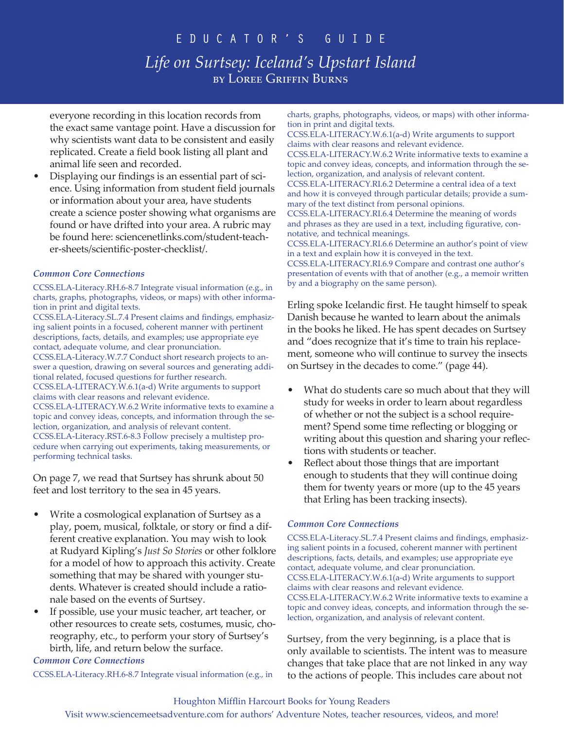everyone recording in this location records from the exact same vantage point. Have a discussion for why scientists want data to be consistent and easily replicated. Create a field book listing all plant and animal life seen and recorded.

- Displaying our findings is an essential part of science. Using information from student field journals or information about your area, have students create a science poster showing what organisms are found or have drifted into your area. A rubric may be found here: sciencenetlinks.com/student-teacher-sheets/scientific-poster-checklist/.

### *Common Core Connections*

CCSS.ELA-Literacy.RH.6-8.7 Integrate visual information (e.g., in charts, graphs, photographs, videos, or maps) with other information in print and digital texts.
CCSS.ELA-Literacy.SL.7.4 Present claims and findings, emphasizing salient points in a focused, coherent manner with pertinent descriptions, facts, details, and examples; use appropriate eye contact, adequate volume, and clear pronunciation.
CCSS.ELA-Literacy.W.7.7 Conduct short research projects to answer a question, drawing on several sources and generating additional related, focused questions for further research.
CCSS.ELA-LITERACY.W.6.1(a-d) Write arguments to support claims with clear reasons and relevant evidence.
CCSS.ELA-LITERACY.W.6.2 Write informative texts to examine a topic and convey ideas, concepts, and information through the selection, organization, and analysis of relevant content.
CCSS.ELA-Literacy.RST.6-8.3 Follow precisely a multistep procedure when carrying out experiments, taking measurements, or performing technical tasks.

On page 7, we read that Surtsey has shrunk about 50 feet and lost territory to the sea in 45 years.

- Write a cosmological explanation of Surtsey as a play, poem, musical, folktale, or story or find a different creative explanation. You may wish to look at Rudyard Kipling's *Just So Stories* or other folklore for a model of how to approach this activity. Create something that may be shared with younger students. Whatever is created should include a rationale based on the events of Surtsey.
- If possible, use your music teacher, art teacher, or other resources to create sets, costumes, music, choreography, etc., to perform your story of Surtsey's birth, life, and return below the surface.

### *Common Core Connections*

CCSS.ELA-Literacy.RH.6-8.7 Integrate visual information (e.g., in charts, graphs, photographs, videos, or maps) with other information in print and digital texts.
CCSS.ELA-LITERACY.W.6.1(a-d) Write arguments to support claims with clear reasons and relevant evidence.
CCSS.ELA-LITERACY.W.6.2 Write informative texts to examine a topic and convey ideas, concepts, and information through the selection, organization, and analysis of relevant content.
CCSS.ELA-LITERACY.RI.6.2 Determine a central idea of a text and how it is conveyed through particular details; provide a summary of the text distinct from personal opinions.
CCSS.ELA-LITERACY.RI.6.4 Determine the meaning of words and phrases as they are used in a text, including figurative, connotative, and technical meanings.
CCSS.ELA-LITERACY.RI.6.6 Determine an author's point of view in a text and explain how it is conveyed in the text.
CCSS.ELA-LITERACY.RI.6.9 Compare and contrast one author's presentation of events with that of another (e.g., a memoir written by and a biography on the same person).

Erling spoke Icelandic first. He taught himself to speak Danish because he wanted to learn about the animals in the books he liked. He has spent decades on Surtsey and "does recognize that it's time to train his replacement, someone who will continue to survey the insects on Surtsey in the decades to come." (page 44).

- What do students care so much about that they will study for weeks in order to learn about regardless of whether or not the subject is a school requirement? Spend some time reflecting or blogging or writing about this question and sharing your reflections with students or teacher.
- Reflect about those things that are important enough to students that they will continue doing them for twenty years or more (up to the 45 years that Erling has been tracking insects).

### *Common Core Connections*

CCSS.ELA-Literacy.SL.7.4 Present claims and findings, emphasizing salient points in a focused, coherent manner with pertinent descriptions, facts, details, and examples; use appropriate eye contact, adequate volume, and clear pronunciation.
CCSS.ELA-LITERACY.W.6.1(a-d) Write arguments to support claims with clear reasons and relevant evidence.
CCSS.ELA-LITERACY.W.6.2 Write informative texts to examine a topic and convey ideas, concepts, and information through the selection, organization, and analysis of relevant content.

Surtsey, from the very beginning, is a place that is only available to scientists. The intent was to measure changes that take place that are not linked in any way to the actions of people. This includes care about not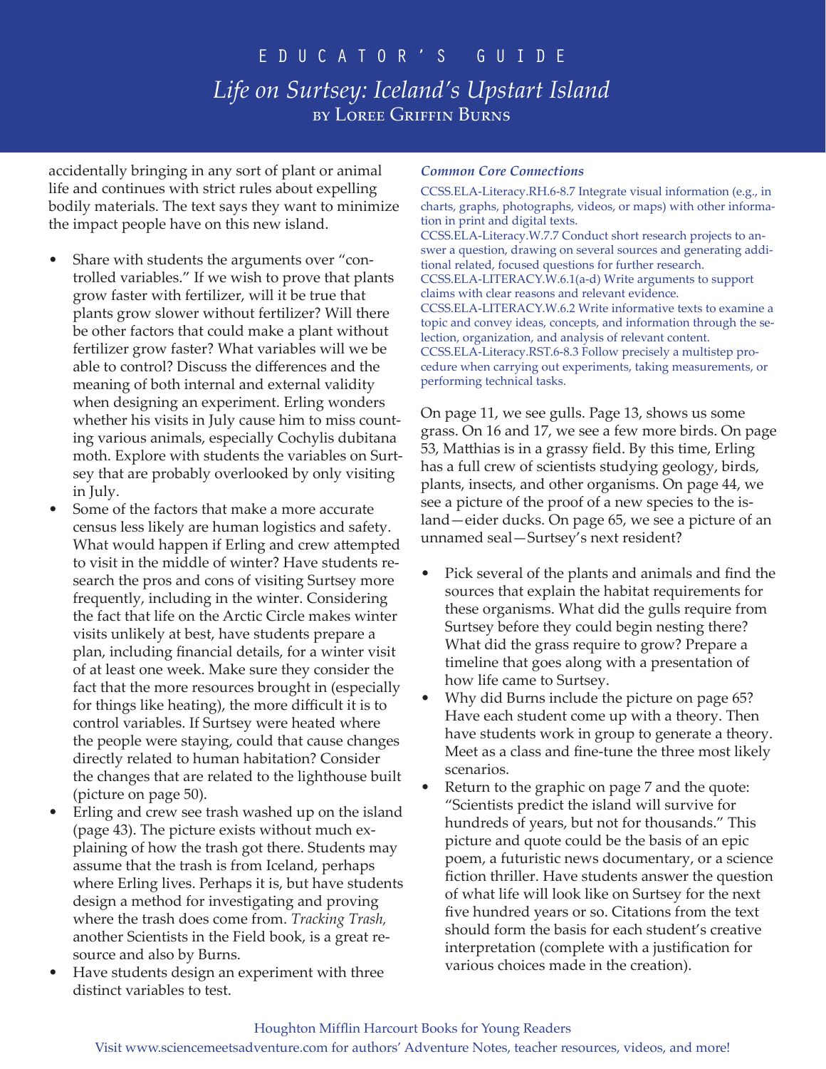accidentally bringing in any sort of plant or animal life and continues with strict rules about expelling bodily materials. The text says they want to minimize the impact people have on this new island.

- Share with students the arguments over "controlled variables." If we wish to prove that plants grow faster with fertilizer, will it be true that plants grow slower without fertilizer? Will there be other factors that could make a plant without fertilizer grow faster? What variables will we be able to control? Discuss the differences and the meaning of both internal and external validity when designing an experiment. Erling wonders whether his visits in July cause him to miss counting various animals, especially Cochylis dubitana moth. Explore with students the variables on Surtsey that are probably overlooked by only visiting in July.
- Some of the factors that make a more accurate census less likely are human logistics and safety. What would happen if Erling and crew attempted to visit in the middle of winter? Have students research the pros and cons of visiting Surtsey more frequently, including in the winter. Considering the fact that life on the Arctic Circle makes winter visits unlikely at best, have students prepare a plan, including financial details, for a winter visit of at least one week. Make sure they consider the fact that the more resources brought in (especially for things like heating), the more difficult it is to control variables. If Surtsey were heated where the people were staying, could that cause changes directly related to human habitation? Consider the changes that are related to the lighthouse built (picture on page 50).
- Erling and crew see trash washed up on the island (page 43). The picture exists without much explaining of how the trash got there. Students may assume that the trash is from Iceland, perhaps where Erling lives. Perhaps it is, but have students design a method for investigating and proving where the trash does come from. *Tracking Trash,* another Scientists in the Field book, is a great resource and also by Burns.
- Have students design an experiment with three distinct variables to test.

***Common Core Connections***

CCSS.ELA-Literacy.RH.6-8.7 Integrate visual information (e.g., in charts, graphs, photographs, videos, or maps) with other information in print and digital texts.
CCSS.ELA-Literacy.W.7.7 Conduct short research projects to answer a question, drawing on several sources and generating additional related, focused questions for further research.
CCSS.ELA-LITERACY.W.6.1(a-d) Write arguments to support claims with clear reasons and relevant evidence.
CCSS.ELA-LITERACY.W.6.2 Write informative texts to examine a topic and convey ideas, concepts, and information through the selection, organization, and analysis of relevant content.
CCSS.ELA-Literacy.RST.6-8.3 Follow precisely a multistep procedure when carrying out experiments, taking measurements, or performing technical tasks.

On page 11, we see gulls. Page 13, shows us some grass. On 16 and 17, we see a few more birds. On page 53, Matthias is in a grassy field. By this time, Erling has a full crew of scientists studying geology, birds, plants, insects, and other organisms. On page 44, we see a picture of the proof of a new species to the island—eider ducks. On page 65, we see a picture of an unnamed seal—Surtsey's next resident?

- Pick several of the plants and animals and find the sources that explain the habitat requirements for these organisms. What did the gulls require from Surtsey before they could begin nesting there? What did the grass require to grow? Prepare a timeline that goes along with a presentation of how life came to Surtsey.
- Why did Burns include the picture on page 65? Have each student come up with a theory. Then have students work in group to generate a theory. Meet as a class and fine-tune the three most likely scenarios.
- Return to the graphic on page 7 and the quote: "Scientists predict the island will survive for hundreds of years, but not for thousands." This picture and quote could be the basis of an epic poem, a futuristic news documentary, or a science fiction thriller. Have students answer the question of what life will look like on Surtsey for the next five hundred years or so. Citations from the text should form the basis for each student's creative interpretation (complete with a justification for various choices made in the creation).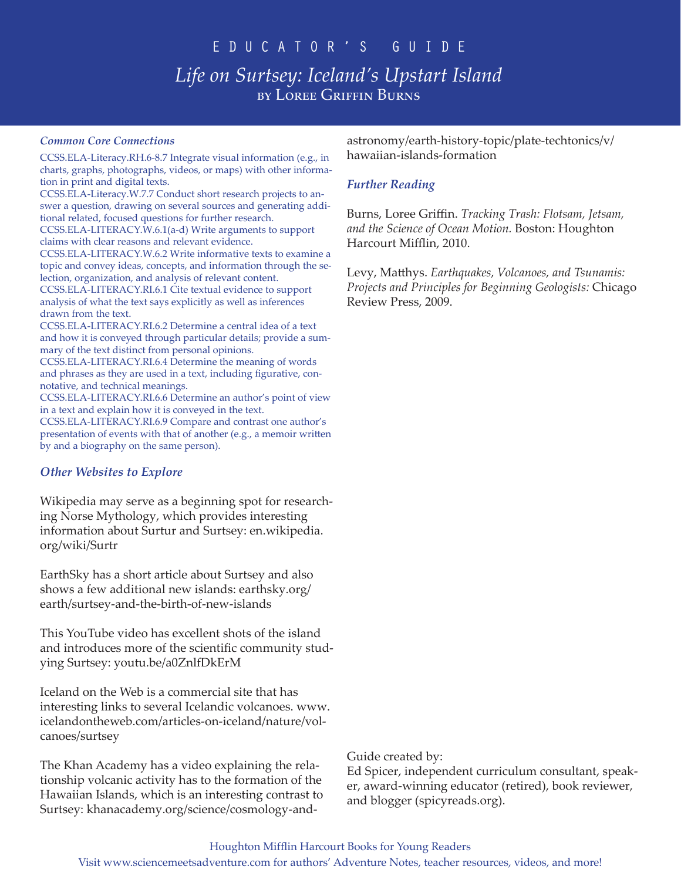# EDUCATOR'S GUIDE

## *Life on Surtsey: Iceland's Upstart Island*

by Loree Griffin Burns

### *Common Core Connections*

CCSS.ELA-Literacy.RH.6-8.7 Integrate visual information (e.g., in charts, graphs, photographs, videos, or maps) with other information in print and digital texts.

CCSS.ELA-Literacy.W.7.7 Conduct short research projects to answer a question, drawing on several sources and generating additional related, focused questions for further research.

CCSS.ELA-LITERACY.W.6.1(a-d) Write arguments to support claims with clear reasons and relevant evidence.

CCSS.ELA-LITERACY.W.6.2 Write informative texts to examine a topic and convey ideas, concepts, and information through the selection, organization, and analysis of relevant content.

CCSS.ELA-LITERACY.RI.6.1 Cite textual evidence to support analysis of what the text says explicitly as well as inferences drawn from the text.

CCSS.ELA-LITERACY.RI.6.2 Determine a central idea of a text and how it is conveyed through particular details; provide a summary of the text distinct from personal opinions.

CCSS.ELA-LITERACY.RI.6.4 Determine the meaning of words and phrases as they are used in a text, including figurative, connotative, and technical meanings.

CCSS.ELA-LITERACY.RI.6.6 Determine an author's point of view in a text and explain how it is conveyed in the text.

CCSS.ELA-LITERACY.RI.6.9 Compare and contrast one author's presentation of events with that of another (e.g., a memoir written by and a biography on the same person).

### *Other Websites to Explore*

Wikipedia may serve as a beginning spot for researching Norse Mythology, which provides interesting information about Surtur and Surtsey: en.wikipedia.org/wiki/Surtr

EarthSky has a short article about Surtsey and also shows a few additional new islands: earthsky.org/earth/surtsey-and-the-birth-of-new-islands

This YouTube video has excellent shots of the island and introduces more of the scientific community studying Surtsey: youtu.be/a0ZnlfDkErM

Iceland on the Web is a commercial site that has interesting links to several Icelandic volcanoes. www.icelandontheweb.com/articles-on-iceland/nature/volcanoes/surtsey

The Khan Academy has a video explaining the relationship volcanic activity has to the formation of the Hawaiian Islands, which is an interesting contrast to Surtsey: khanacademy.org/science/cosmology-and-astronomy/earth-history-topic/plate-techtonics/v/hawaiian-islands-formation

### *Further Reading*

Burns, Loree Griffin. *Tracking Trash: Flotsam, Jetsam, and the Science of Ocean Motion.* Boston: Houghton Harcourt Mifflin, 2010.

Levy, Matthys. *Earthquakes, Volcanoes, and Tsunamis: Projects and Principles for Beginning Geologists:* Chicago Review Press, 2009.

Guide created by:
Ed Spicer, independent curriculum consultant, speaker, award-winning educator (retired), book reviewer, and blogger (spicyreads.org).

Houghton Mifflin Harcourt Books for Young Readers
Visit www.sciencemeetsadventure.com for authors' Adventure Notes, teacher resources, videos, and more!